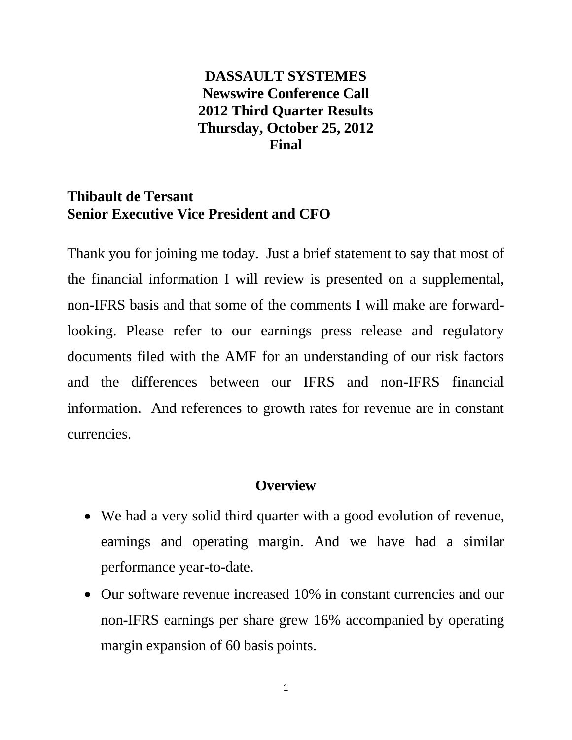# DASSAULT SYSTEMES
## Newswire Conference Call
## 2012 Third Quarter Results
## Thursday, October 25, 2012
## Final

**Thibault de Tersant**
**Senior Executive Vice President and CFO**

Thank you for joining me today. Just a brief statement to say that most of the financial information I will review is presented on a supplemental, non-IFRS basis and that some of the comments I will make are forward-looking. Please refer to our earnings press release and regulatory documents filed with the AMF for an understanding of our risk factors and the differences between our IFRS and non-IFRS financial information. And references to growth rates for revenue are in constant currencies.

### Overview

- We had a very solid third quarter with a good evolution of revenue, earnings and operating margin. And we have had a similar performance year-to-date.
- Our software revenue increased 10% in constant currencies and our non-IFRS earnings per share grew 16% accompanied by operating margin expansion of 60 basis points.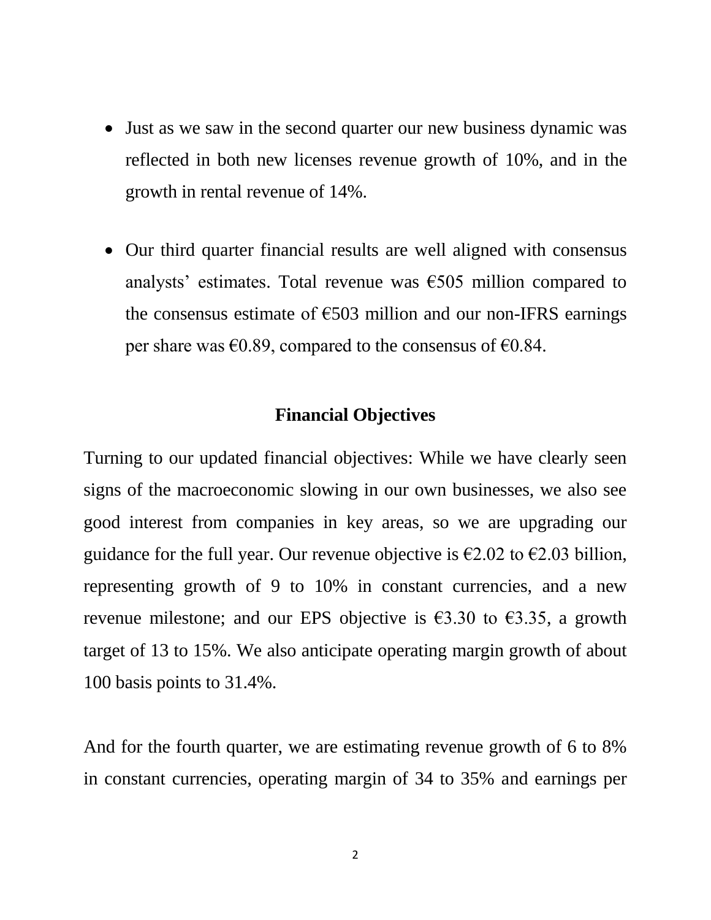- Just as we saw in the second quarter our new business dynamic was reflected in both new licenses revenue growth of 10%, and in the growth in rental revenue of 14%.

- Our third quarter financial results are well aligned with consensus analysts' estimates. Total revenue was €505 million compared to the consensus estimate of €503 million and our non-IFRS earnings per share was €0.89, compared to the consensus of €0.84.

## Financial Objectives

Turning to our updated financial objectives: While we have clearly seen signs of the macroeconomic slowing in our own businesses, we also see good interest from companies in key areas, so we are upgrading our guidance for the full year. Our revenue objective is €2.02 to €2.03 billion, representing growth of 9 to 10% in constant currencies, and a new revenue milestone; and our EPS objective is €3.30 to €3.35, a growth target of 13 to 15%. We also anticipate operating margin growth of about 100 basis points to 31.4%.

And for the fourth quarter, we are estimating revenue growth of 6 to 8% in constant currencies, operating margin of 34 to 35% and earnings per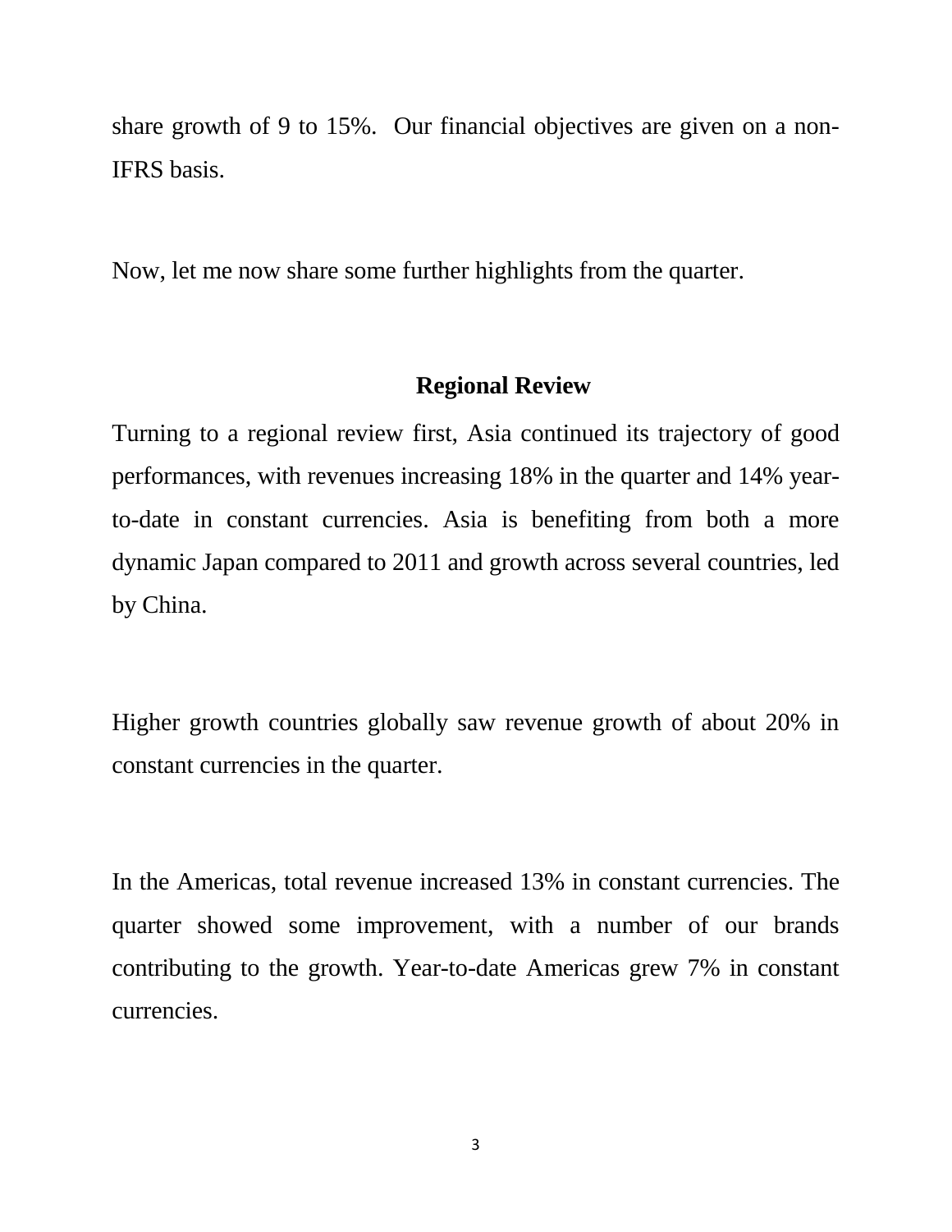share growth of 9 to 15%. Our financial objectives are given on a non-IFRS basis.

Now, let me now share some further highlights from the quarter.

## Regional Review

Turning to a regional review first, Asia continued its trajectory of good performances, with revenues increasing 18% in the quarter and 14% year-to-date in constant currencies. Asia is benefiting from both a more dynamic Japan compared to 2011 and growth across several countries, led by China.

Higher growth countries globally saw revenue growth of about 20% in constant currencies in the quarter.

In the Americas, total revenue increased 13% in constant currencies. The quarter showed some improvement, with a number of our brands contributing to the growth. Year-to-date Americas grew 7% in constant currencies.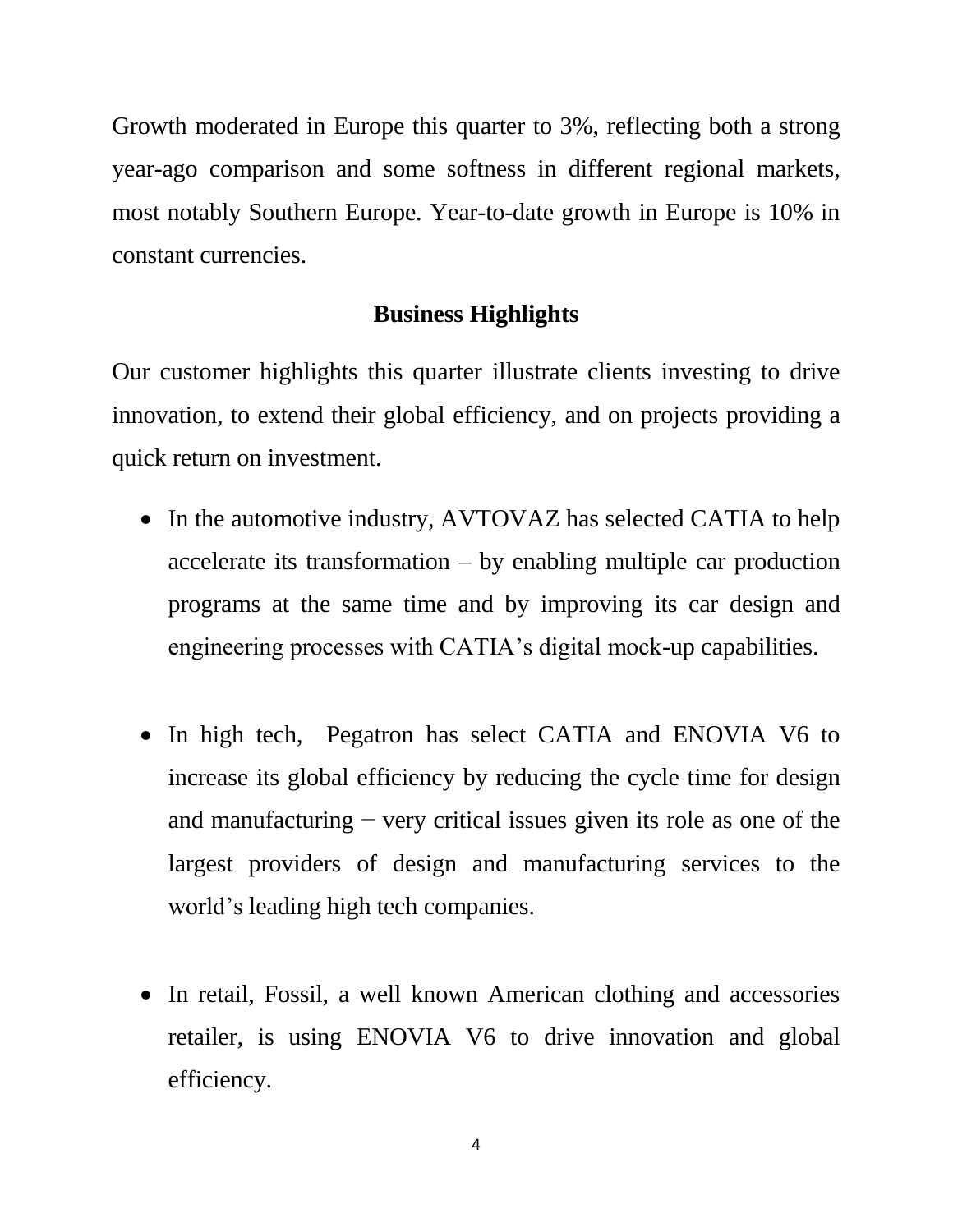Growth moderated in Europe this quarter to 3%, reflecting both a strong year-ago comparison and some softness in different regional markets, most notably Southern Europe. Year-to-date growth in Europe is 10% in constant currencies.

## Business Highlights

Our customer highlights this quarter illustrate clients investing to drive innovation, to extend their global efficiency, and on projects providing a quick return on investment.

- In the automotive industry, AVTOVAZ has selected CATIA to help accelerate its transformation – by enabling multiple car production programs at the same time and by improving its car design and engineering processes with CATIA's digital mock-up capabilities.

- In high tech, Pegatron has select CATIA and ENOVIA V6 to increase its global efficiency by reducing the cycle time for design and manufacturing − very critical issues given its role as one of the largest providers of design and manufacturing services to the world's leading high tech companies.

- In retail, Fossil, a well known American clothing and accessories retailer, is using ENOVIA V6 to drive innovation and global efficiency.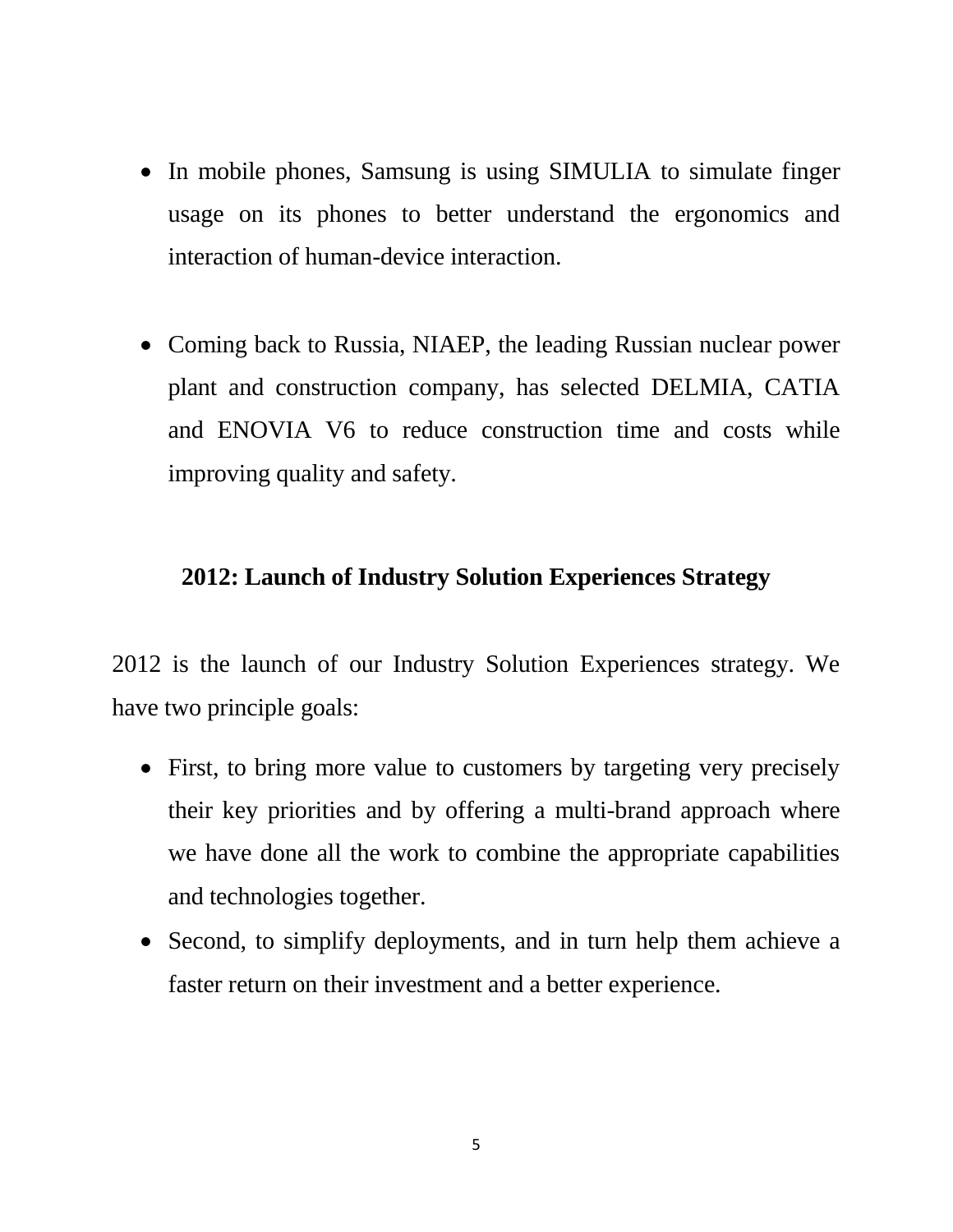- In mobile phones, Samsung is using SIMULIA to simulate finger usage on its phones to better understand the ergonomics and interaction of human-device interaction.

- Coming back to Russia, NIAEP, the leading Russian nuclear power plant and construction company, has selected DELMIA, CATIA and ENOVIA V6 to reduce construction time and costs while improving quality and safety.

## 2012: Launch of Industry Solution Experiences Strategy

2012 is the launch of our Industry Solution Experiences strategy. We have two principle goals:

- First, to bring more value to customers by targeting very precisely their key priorities and by offering a multi-brand approach where we have done all the work to combine the appropriate capabilities and technologies together.
- Second, to simplify deployments, and in turn help them achieve a faster return on their investment and a better experience.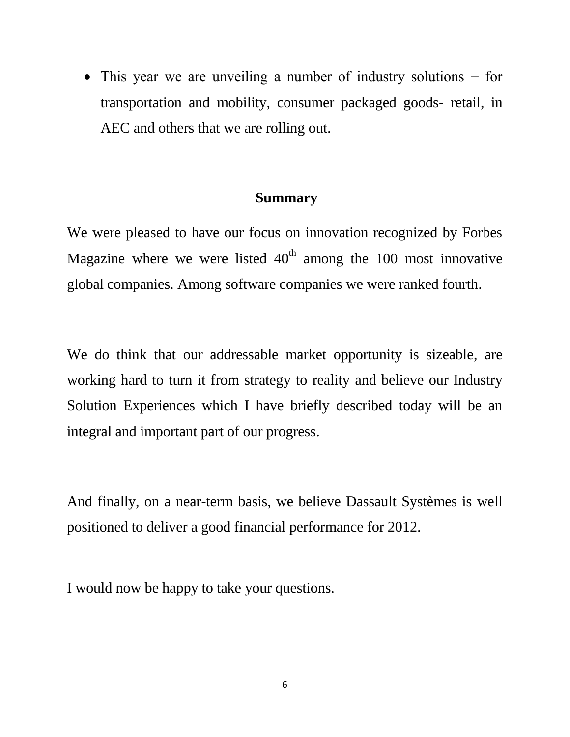- This year we are unveiling a number of industry solutions − for transportation and mobility, consumer packaged goods- retail, in AEC and others that we are rolling out.

## Summary

We were pleased to have our focus on innovation recognized by Forbes Magazine where we were listed 40th among the 100 most innovative global companies. Among software companies we were ranked fourth.

We do think that our addressable market opportunity is sizeable, are working hard to turn it from strategy to reality and believe our Industry Solution Experiences which I have briefly described today will be an integral and important part of our progress.

And finally, on a near-term basis, we believe Dassault Systèmes is well positioned to deliver a good financial performance for 2012.

I would now be happy to take your questions.